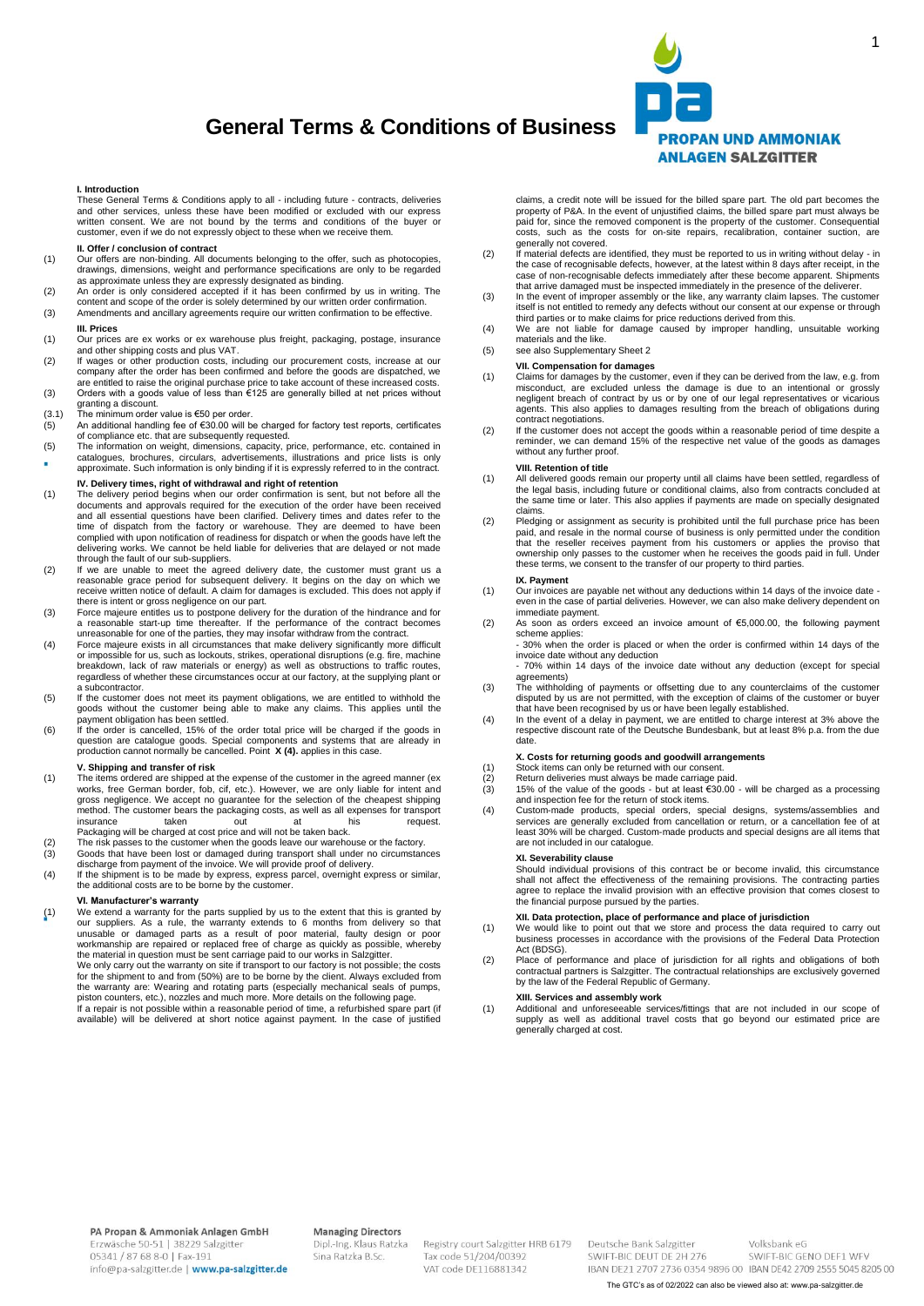# General Terms & Conditions of Business

PROPAN UND AMMONIAK ANLAGEN SALZGITTER

**I. Introduction**

These General Terms & Conditions apply to all - including future - contracts, deliveries and other services, unless these have been modified or excluded with our express written consent. We are not bound by the terms and conditions of the buyer or customer, even if we do not expressly object to these when we receive them.

**II. Offer / conclusion of contract**

(1) Our offers are non-binding. All documents belonging to the offer, such as photocopies, drawings, dimensions, weight and performance specifications are only to be regarded as approximate unless they are expressly designated as binding.

(2) An order is only considered accepted if it has been confirmed by us in writing. The content and scope of the order is solely determined by our written order confirmation.

(3) Amendments and ancillary agreements require our written confirmation to be effective.

**III. Prices**

(1) Our prices are ex works or ex warehouse plus freight, packaging, postage, insurance and other shipping costs and plus VAT.

(2) If wages or other production costs, including our procurement costs, increase at our company after the order has been confirmed and before the goods are dispatched, we are entitled to raise the original purchase price to take account of these increased costs.

(3) Orders with a goods value of less than €125 are generally billed at net prices without granting a discount.

(3.1) The minimum order value is €50 per order.

(5) An additional handling fee of €30.00 will be charged for factory test reports, certificates of compliance etc. that are subsequently requested.

(5) The information on weight, dimensions, capacity, price, performance, etc. contained in catalogues, brochures, circulars, advertisements, illustrations and price lists is only approximate. Such information is only binding if it is expressly referred to in the contract.

**IV. Delivery times, right of withdrawal and right of retention**

(1) The delivery period begins when our order confirmation is sent, but not before all the documents and approvals required for the execution of the order have been received and all essential questions have been clarified. Delivery times and dates refer to the time of dispatch from the factory or warehouse. They are deemed to have been complied with upon notification of readiness for dispatch or when the goods have left the delivering works. We cannot be held liable for deliveries that are delayed or not made through the fault of our sub-suppliers.

(2) If we are unable to meet the agreed delivery date, the customer must grant us a reasonable grace period for subsequent delivery. It begins on the day on which we receive written notice of default. A claim for damages is excluded. This does not apply if there is intent or gross negligence on our part.

(3) Force majeure entitles us to postpone delivery for the duration of the hindrance and for a reasonable start-up time thereafter. If the performance of the contract becomes unreasonable for one of the parties, they may insofar withdraw from the contract.

(4) Force majeure exists in all circumstances that make delivery significantly more difficult or impossible for us, such as lockouts, strikes, operational disruptions (e.g. fire, machine breakdown, lack of raw materials or energy) as well as obstructions to traffic routes, regardless of whether these circumstances occur at our factory, at the supplying plant or a subcontractor.

(5) If the customer does not meet its payment obligations, we are entitled to withhold the goods without the customer being able to make any claims. This applies until the payment obligation has been settled.

(6) If the order is cancelled, 15% of the order total price will be charged if the goods in question are catalogue goods. Special components and systems that are already in production cannot normally be cancelled. Point **X (4).** applies in this case.

**V. Shipping and transfer of risk**

(1) The items ordered are shipped at the expense of the customer in the agreed manner (ex works, free German border, fob, cif, etc.). However, we are only liable for intent and gross negligence. We accept no guarantee for the selection of the cheapest shipping method. The customer bears the packaging costs, as well as all expenses for transport insurance taken out at his request. Packaging will be charged at cost price and will not be taken back.

(2) The risk passes to the customer when the goods leave our warehouse or the factory.

(3) Goods that have been lost or damaged during transport shall under no circumstances discharge from payment of the invoice. We will provide proof of delivery.

(4) If the shipment is to be made by express, express parcel, overnight express or similar, the additional costs are to be borne by the customer.

**VI. Manufacturer's warranty**

(1) We extend a warranty for the parts supplied by us to the extent that this is granted by our suppliers. As a rule, the warranty extends to 6 months from delivery so that unusable or damaged parts as a result of poor material, faulty design or poor workmanship are repaired or replaced free of charge as quickly as possible, whereby the material in question must be sent carriage paid to our works in Salzgitter.

We only carry out the warranty on site if transport to our factory is not possible; the costs for the shipment to and from (50%) are to be borne by the client. Always excluded from the warranty are: Wearing and rotating parts (especially mechanical seals of pumps, piston counters, etc.), nozzles and much more. More details on the following page.

If a repair is not possible within a reasonable period of time, a refurbished spare part (if available) will be delivered at short notice against payment. In the case of justified claims, a credit note will be issued for the billed spare part. The old part becomes the property of P&A. In the event of unjustified claims, the billed spare part must always be paid for, since the removed component is the property of the customer. Consequential costs, such as the costs for on-site repairs, recalibration, container suction, are generally not covered.

(2) If material defects are identified, they must be reported to us in writing without delay - in the case of recognisable defects, however, at the latest within 8 days after receipt, in the case of non-recognisable defects immediately after these become apparent. Shipments that arrive damaged must be inspected immediately in the presence of the deliverer.

(3) In the event of improper assembly or the like, any warranty claim lapses. The customer itself is not entitled to remedy any defects without our consent at our expense or through third parties or to make claims for price reductions derived from this.

(4) We are not liable for damage caused by improper handling, unsuitable working materials and the like.

(5) see also Supplementary Sheet 2

**VII. Compensation for damages**

(1) Claims for damages by the customer, even if they can be derived from the law, e.g. from misconduct, are excluded unless the damage is due to an intentional or grossly negligent breach of contract by us or by one of our legal representatives or vicarious agents. This also applies to damages resulting from the breach of obligations during contract negotiations.

(2) If the customer does not accept the goods within a reasonable period of time despite a reminder, we can demand 15% of the respective net value of the goods as damages without any further proof.

**VIII. Retention of title**

(1) All delivered goods remain our property until all claims have been settled, regardless of the legal basis, including future or conditional claims, also from contracts concluded at the same time or later. This also applies if payments are made on specially designated claims.

(2) Pledging or assignment as security is prohibited until the full purchase price has been paid, and resale in the normal course of business is only permitted under the condition that the reseller receives payment from his customers or applies the proviso that ownership only passes to the customer when he receives the goods paid in full. Under these terms, we consent to the transfer of our property to third parties.

**IX. Payment**

(1) Our invoices are payable net without any deductions within 14 days of the invoice date - even in the case of partial deliveries. However, we can also make delivery dependent on immediate payment.

(2) As soon as orders exceed an invoice amount of €5,000.00, the following payment scheme applies:
- 30% when the order is placed or when the order is confirmed within 14 days of the invoice date without any deduction
- 70% within 14 days of the invoice date without any deduction (except for special agreements)

(3) The withholding of payments or offsetting due to any counterclaims of the customer disputed by us are not permitted, with the exception of claims of the customer or buyer that have been recognised by us or have been legally established.

(4) In the event of a delay in payment, we are entitled to charge interest at 3% above the respective discount rate of the Deutsche Bundesbank, but at least 8% p.a. from the due date.

**X. Costs for returning goods and goodwill arrangements**

(1) Stock items can only be returned with our consent.

(2) Return deliveries must always be made carriage paid.

(3) 15% of the value of the goods - but at least €30.00 - will be charged as a processing and inspection fee for the return of stock items.

(4) Custom-made products, special orders, special designs, systems/assemblies and services are generally excluded from cancellation or return, or a cancellation fee of at least 30% will be charged. Custom-made products and special designs are all items that are not included in our catalogue.

**XI. Severability clause**

Should individual provisions of this contract be or become invalid, this circumstance shall not affect the effectiveness of the remaining provisions. The contracting parties agree to replace the invalid provision with an effective provision that comes closest to the financial purpose pursued by the parties.

**XII. Data protection, place of performance and place of jurisdiction**

(1) We would like to point out that we store and process the data required to carry out business processes in accordance with the provisions of the Federal Data Protection Act (BDSG).

(2) Place of performance and place of jurisdiction for all rights and obligations of both contractual partners is Salzgitter. The contractual relationships are exclusively governed by the law of the Federal Republic of Germany.

**XIII. Services and assembly work**

(1) Additional and unforeseeable services/fittings that are not included in our scope of supply as well as additional travel costs that go beyond our estimated price are generally charged at cost.

**PA Propan & Ammoniak Anlagen GmbH**
Erzwäsche 50-51 | 38229 Salzgitter
05341 / 87 68 8-0 | Fax-191
info@pa-salzgitter.de | **www.pa-salzgitter.de**

**Managing Directors**
Dipl.-Ing. Klaus Ratzka
Sina Ratzka B.Sc.

Registry court Salzgitter HRB 6179
Tax code 51/204/00392
VAT code DE116881342

Deutsche Bank Salzgitter
SWIFT-BIC DEUT DE 2H 276
IBAN DE21 2707 2736 0354 9896 00

Volksbank eG
SWIFT-BIC GENO DEF1 WFV
IBAN DE42 2709 2555 5045 8205 00

The GTC's as of 02/2022 can also be viewed also at: www.pa-salzgitter.de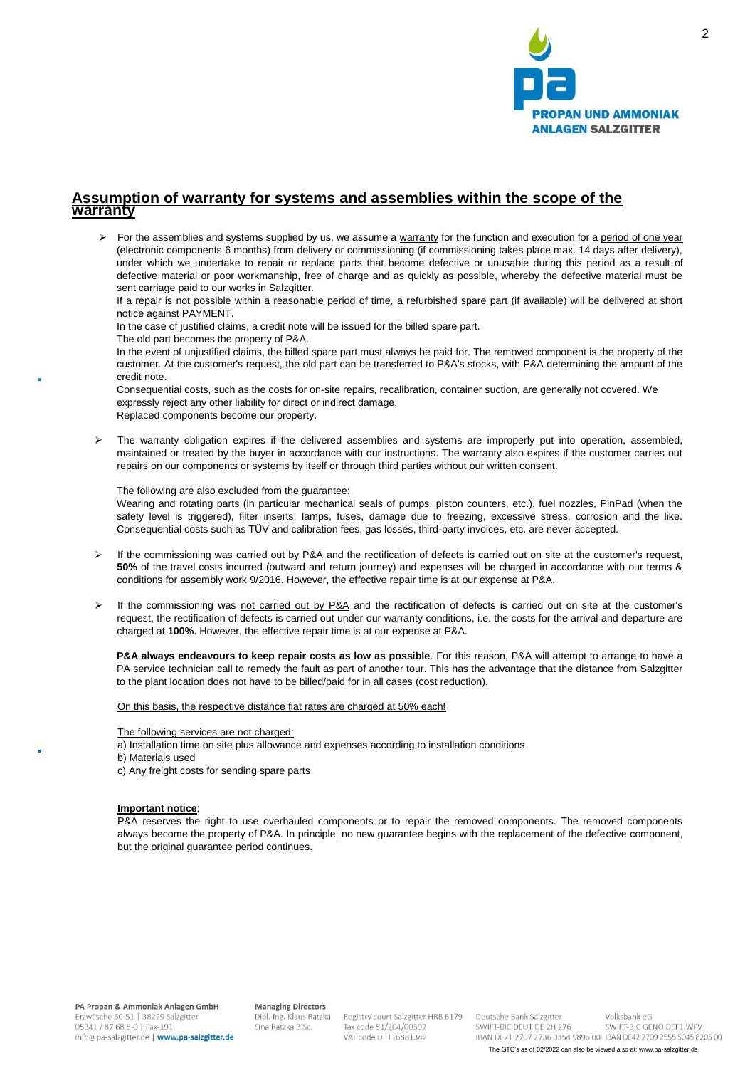## Assumption of warranty for systems and assemblies within the scope of the warranty

- For the assemblies and systems supplied by us, we assume a warranty for the function and execution for a period of one year (electronic components 6 months) from delivery or commissioning (if commissioning takes place max. 14 days after delivery), under which we undertake to repair or replace parts that become defective or unusable during this period as a result of defective material or poor workmanship, free of charge and as quickly as possible, whereby the defective material must be sent carriage paid to our works in Salzgitter.

  If a repair is not possible within a reasonable period of time, a refurbished spare part (if available) will be delivered at short notice against PAYMENT.

  In the case of justified claims, a credit note will be issued for the billed spare part.

  The old part becomes the property of P&A.

  In the event of unjustified claims, the billed spare part must always be paid for. The removed component is the property of the customer. At the customer's request, the old part can be transferred to P&A's stocks, with P&A determining the amount of the credit note.

  Consequential costs, such as the costs for on-site repairs, recalibration, container suction, are generally not covered. We expressly reject any other liability for direct or indirect damage.

  Replaced components become our property.

- The warranty obligation expires if the delivered assemblies and systems are improperly put into operation, assembled, maintained or treated by the buyer in accordance with our instructions. The warranty also expires if the customer carries out repairs on our components or systems by itself or through third parties without our written consent.

  The following are also excluded from the guarantee:

  Wearing and rotating parts (in particular mechanical seals of pumps, piston counters, etc.), fuel nozzles, PinPad (when the safety level is triggered), filter inserts, lamps, fuses, damage due to freezing, excessive stress, corrosion and the like. Consequential costs such as TÜV and calibration fees, gas losses, third-party invoices, etc. are never accepted.

- If the commissioning was carried out by P&A and the rectification of defects is carried out on site at the customer's request, **50%** of the travel costs incurred (outward and return journey) and expenses will be charged in accordance with our terms & conditions for assembly work 9/2016. However, the effective repair time is at our expense at P&A.

- If the commissioning was not carried out by P&A and the rectification of defects is carried out on site at the customer's request, the rectification of defects is carried out under our warranty conditions, i.e. the costs for the arrival and departure are charged at **100%**. However, the effective repair time is at our expense at P&A.

  **P&A always endeavours to keep repair costs as low as possible**. For this reason, P&A will attempt to arrange to have a PA service technician call to remedy the fault as part of another tour. This has the advantage that the distance from Salzgitter to the plant location does not have to be billed/paid for in all cases (cost reduction).

  On this basis, the respective distance flat rates are charged at 50% each!

  The following services are not charged:

  a) Installation time on site plus allowance and expenses according to installation conditions

  b) Materials used

  c) Any freight costs for sending spare parts

  **Important notice**:

  P&A reserves the right to use overhauled components or to repair the removed components. The removed components always become the property of P&A. In principle, no new guarantee begins with the replacement of the defective component, but the original guarantee period continues.

PA Propan & Ammoniak Anlagen GmbH
Erzwäsche 50-51 | 38229 Salzgitter
05341 / 87 68 8-0 | Fax-191
info@pa-salzgitter.de | www.pa-salzgitter.de

Managing Directors
Dipl.-Ing. Klaus Ratzka
Sina Ratzka B.Sc.

Registry court Salzgitter HRB 6179
Tax code 51/204/00392
VAT code DE116881342

Deutsche Bank Salzgitter
SWIFT-BIC DEUT DE 2H 276
IBAN DE21 2707 2736 0354 9896 00

Volksbank eG
SWIFT-BIC GENO DEF1 WFV
IBAN DE42 2709 2555 5045 8205 00

The GTC's as of 02/2022 can also be viewed also at: www.pa-salzgitter.de